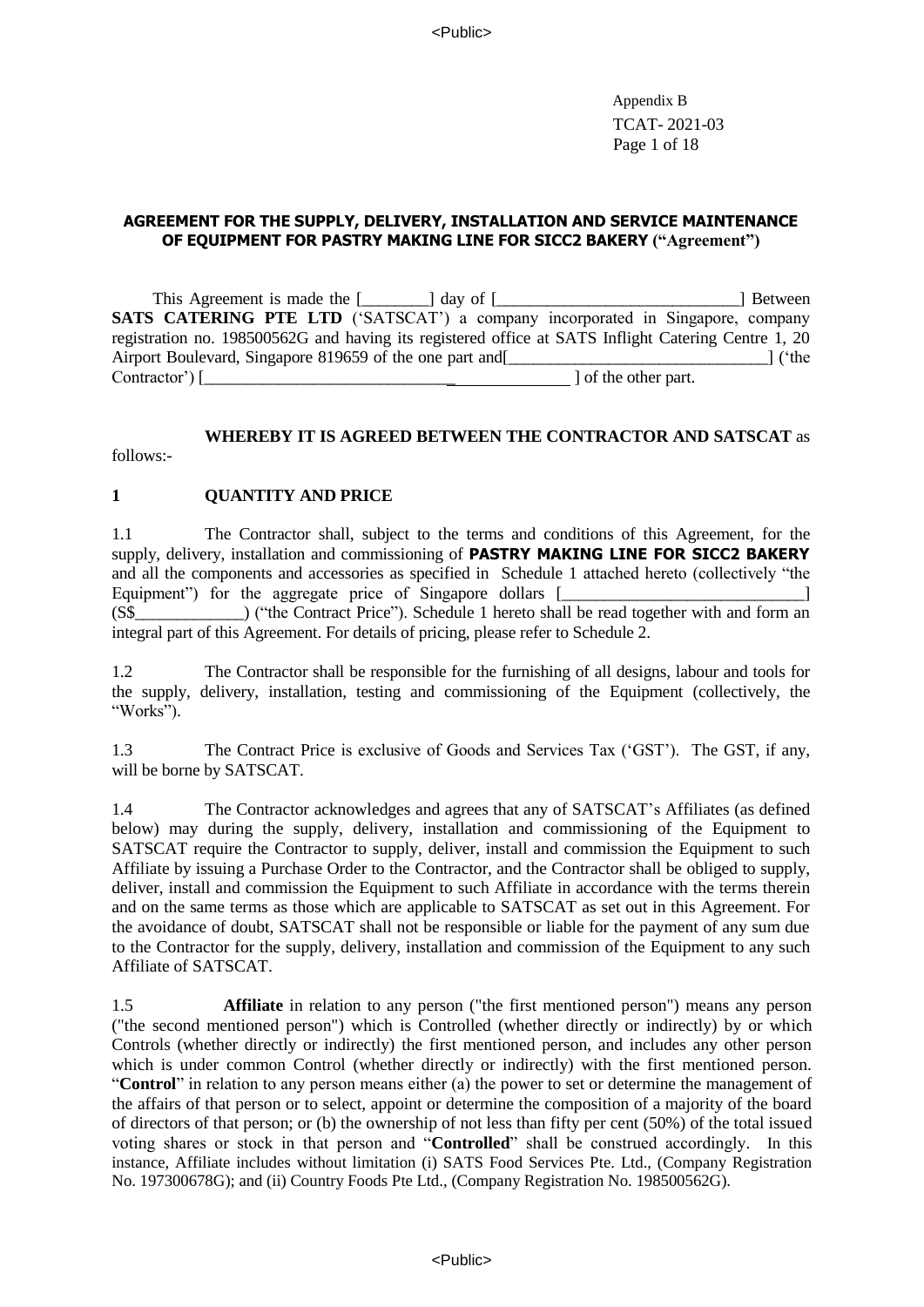Appendix B
TCAT- 2021-03

**AGREEMENT FOR THE SUPPLY, DELIVERY, INSTALLATION AND SERVICE MAINTENANCE OF EQUIPMENT FOR PASTRY MAKING LINE FOR SICC2 BAKERY ("Agreement")**

This Agreement is made the [________] day of [____________________________] Between **SATS CATERING PTE LTD** ('SATSCAT') a company incorporated in Singapore, company registration no. 198500562G and having its registered office at SATS Inflight Catering Centre 1, 20 Airport Boulevard, Singapore 819659 of the one part and[_______________________________] ('the Contractor') [____________________________________________] of the other part.

**WHEREBY IT IS AGREED BETWEEN THE CONTRACTOR AND SATSCAT** as follows:-

## 1 QUANTITY AND PRICE

1.1 The Contractor shall, subject to the terms and conditions of this Agreement, for the supply, delivery, installation and commissioning of **PASTRY MAKING LINE FOR SICC2 BAKERY** and all the components and accessories as specified in Schedule 1 attached hereto (collectively "the Equipment") for the aggregate price of Singapore dollars [____________________________] (S$_____________) ("the Contract Price"). Schedule 1 hereto shall be read together with and form an integral part of this Agreement. For details of pricing, please refer to Schedule 2.

1.2 The Contractor shall be responsible for the furnishing of all designs, labour and tools for the supply, delivery, installation, testing and commissioning of the Equipment (collectively, the "Works").

1.3 The Contract Price is exclusive of Goods and Services Tax ('GST'). The GST, if any, will be borne by SATSCAT.

1.4 The Contractor acknowledges and agrees that any of SATSCAT's Affiliates (as defined below) may during the supply, delivery, installation and commissioning of the Equipment to SATSCAT require the Contractor to supply, deliver, install and commission the Equipment to such Affiliate by issuing a Purchase Order to the Contractor, and the Contractor shall be obliged to supply, deliver, install and commission the Equipment to such Affiliate in accordance with the terms therein and on the same terms as those which are applicable to SATSCAT as set out in this Agreement. For the avoidance of doubt, SATSCAT shall not be responsible or liable for the payment of any sum due to the Contractor for the supply, delivery, installation and commission of the Equipment to any such Affiliate of SATSCAT.

1.5 **Affiliate** in relation to any person ("the first mentioned person") means any person ("the second mentioned person") which is Controlled (whether directly or indirectly) by or which Controls (whether directly or indirectly) the first mentioned person, and includes any other person which is under common Control (whether directly or indirectly) with the first mentioned person. "**Control**" in relation to any person means either (a) the power to set or determine the management of the affairs of that person or to select, appoint or determine the composition of a majority of the board of directors of that person; or (b) the ownership of not less than fifty per cent (50%) of the total issued voting shares or stock in that person and "**Controlled**" shall be construed accordingly. In this instance, Affiliate includes without limitation (i) SATS Food Services Pte. Ltd., (Company Registration No. 197300678G); and (ii) Country Foods Pte Ltd., (Company Registration No. 198500562G).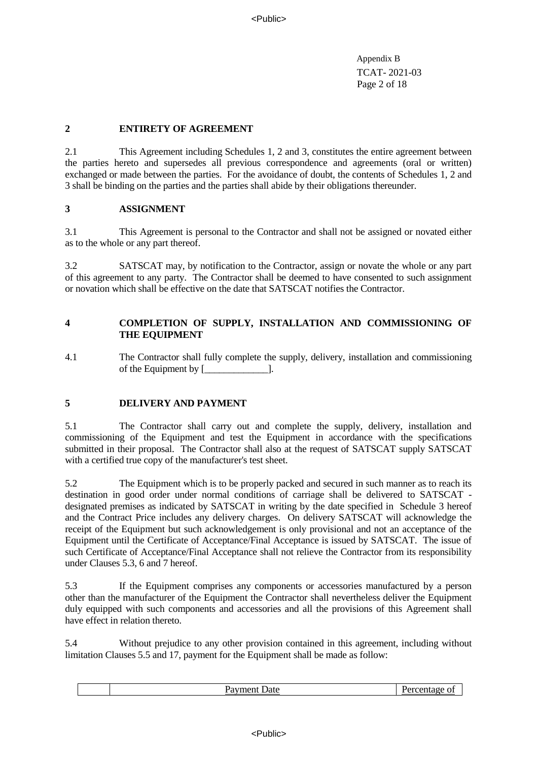## 2 ENTIRETY OF AGREEMENT

2.1 This Agreement including Schedules 1, 2 and 3, constitutes the entire agreement between the parties hereto and supersedes all previous correspondence and agreements (oral or written) exchanged or made between the parties. For the avoidance of doubt, the contents of Schedules 1, 2 and 3 shall be binding on the parties and the parties shall abide by their obligations thereunder.

## 3 ASSIGNMENT

3.1 This Agreement is personal to the Contractor and shall not be assigned or novated either as to the whole or any part thereof.

3.2 SATSCAT may, by notification to the Contractor, assign or novate the whole or any part of this agreement to any party. The Contractor shall be deemed to have consented to such assignment or novation which shall be effective on the date that SATSCAT notifies the Contractor.

## 4 COMPLETION OF SUPPLY, INSTALLATION AND COMMISSIONING OF THE EQUIPMENT

4.1 The Contractor shall fully complete the supply, delivery, installation and commissioning of the Equipment by [_____________].

## 5 DELIVERY AND PAYMENT

5.1 The Contractor shall carry out and complete the supply, delivery, installation and commissioning of the Equipment and test the Equipment in accordance with the specifications submitted in their proposal. The Contractor shall also at the request of SATSCAT supply SATSCAT with a certified true copy of the manufacturer's test sheet.

5.2 The Equipment which is to be properly packed and secured in such manner as to reach its destination in good order under normal conditions of carriage shall be delivered to SATSCAT - designated premises as indicated by SATSCAT in writing by the date specified in Schedule 3 hereof and the Contract Price includes any delivery charges. On delivery SATSCAT will acknowledge the receipt of the Equipment but such acknowledgement is only provisional and not an acceptance of the Equipment until the Certificate of Acceptance/Final Acceptance is issued by SATSCAT. The issue of such Certificate of Acceptance/Final Acceptance shall not relieve the Contractor from its responsibility under Clauses 5.3, 6 and 7 hereof.

5.3 If the Equipment comprises any components or accessories manufactured by a person other than the manufacturer of the Equipment the Contractor shall nevertheless deliver the Equipment duly equipped with such components and accessories and all the provisions of this Agreement shall have effect in relation thereto.

5.4 Without prejudice to any other provision contained in this agreement, including without limitation Clauses 5.5 and 17, payment for the Equipment shall be made as follow:

| | Payment Date | Percentage of |
|---|---|---|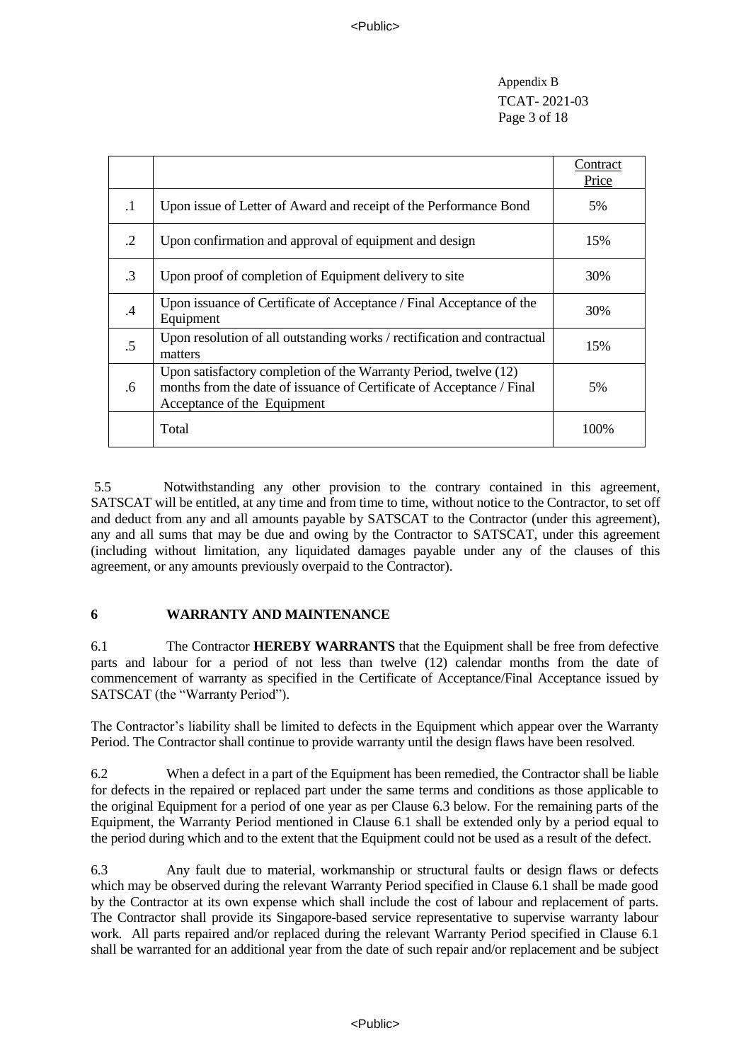| | | Contract Price |
|---|---|---|
| .1 | Upon issue of Letter of Award and receipt of the Performance Bond | 5% |
| .2 | Upon confirmation and approval of equipment and design | 15% |
| .3 | Upon proof of completion of Equipment delivery to site | 30% |
| .4 | Upon issuance of Certificate of Acceptance / Final Acceptance of the Equipment | 30% |
| .5 | Upon resolution of all outstanding works / rectification and contractual matters | 15% |
| .6 | Upon satisfactory completion of the Warranty Period, twelve (12) months from the date of issuance of Certificate of Acceptance / Final Acceptance of the Equipment | 5% |
| | Total | 100% |

5.5 Notwithstanding any other provision to the contrary contained in this agreement, SATSCAT will be entitled, at any time and from time to time, without notice to the Contractor, to set off and deduct from any and all amounts payable by SATSCAT to the Contractor (under this agreement), any and all sums that may be due and owing by the Contractor to SATSCAT, under this agreement (including without limitation, any liquidated damages payable under any of the clauses of this agreement, or any amounts previously overpaid to the Contractor).

## 6 WARRANTY AND MAINTENANCE

6.1 The Contractor **HEREBY WARRANTS** that the Equipment shall be free from defective parts and labour for a period of not less than twelve (12) calendar months from the date of commencement of warranty as specified in the Certificate of Acceptance/Final Acceptance issued by SATSCAT (the "Warranty Period").

The Contractor's liability shall be limited to defects in the Equipment which appear over the Warranty Period. The Contractor shall continue to provide warranty until the design flaws have been resolved.

6.2 When a defect in a part of the Equipment has been remedied, the Contractor shall be liable for defects in the repaired or replaced part under the same terms and conditions as those applicable to the original Equipment for a period of one year as per Clause 6.3 below. For the remaining parts of the Equipment, the Warranty Period mentioned in Clause 6.1 shall be extended only by a period equal to the period during which and to the extent that the Equipment could not be used as a result of the defect.

6.3 Any fault due to material, workmanship or structural faults or design flaws or defects which may be observed during the relevant Warranty Period specified in Clause 6.1 shall be made good by the Contractor at its own expense which shall include the cost of labour and replacement of parts. The Contractor shall provide its Singapore-based service representative to supervise warranty labour work. All parts repaired and/or replaced during the relevant Warranty Period specified in Clause 6.1 shall be warranted for an additional year from the date of such repair and/or replacement and be subject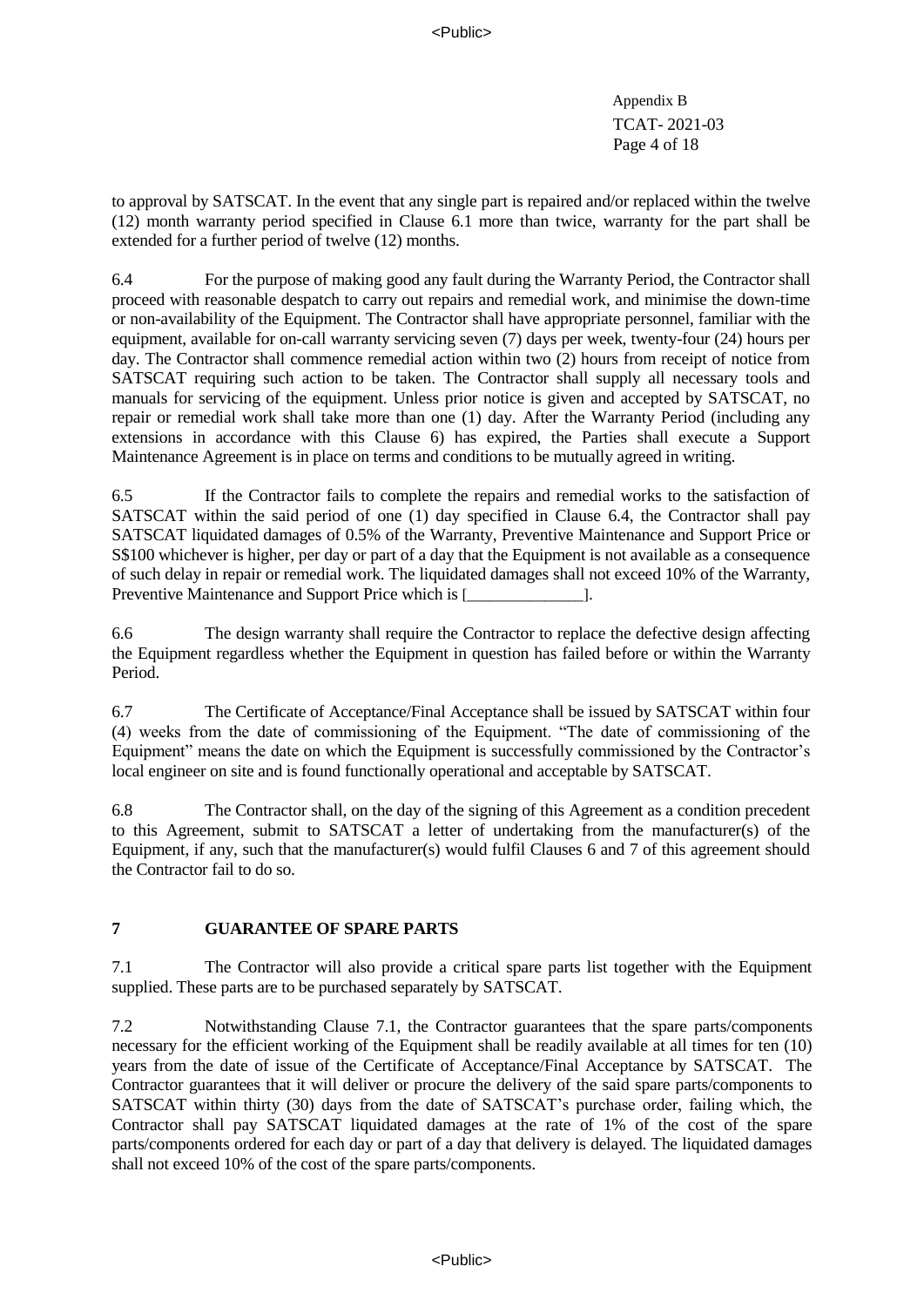to approval by SATSCAT. In the event that any single part is repaired and/or replaced within the twelve (12) month warranty period specified in Clause 6.1 more than twice, warranty for the part shall be extended for a further period of twelve (12) months.

6.4 For the purpose of making good any fault during the Warranty Period, the Contractor shall proceed with reasonable despatch to carry out repairs and remedial work, and minimise the down-time or non-availability of the Equipment. The Contractor shall have appropriate personnel, familiar with the equipment, available for on-call warranty servicing seven (7) days per week, twenty-four (24) hours per day. The Contractor shall commence remedial action within two (2) hours from receipt of notice from SATSCAT requiring such action to be taken. The Contractor shall supply all necessary tools and manuals for servicing of the equipment. Unless prior notice is given and accepted by SATSCAT, no repair or remedial work shall take more than one (1) day. After the Warranty Period (including any extensions in accordance with this Clause 6) has expired, the Parties shall execute a Support Maintenance Agreement is in place on terms and conditions to be mutually agreed in writing.

6.5 If the Contractor fails to complete the repairs and remedial works to the satisfaction of SATSCAT within the said period of one (1) day specified in Clause 6.4, the Contractor shall pay SATSCAT liquidated damages of 0.5% of the Warranty, Preventive Maintenance and Support Price or S$100 whichever is higher, per day or part of a day that the Equipment is not available as a consequence of such delay in repair or remedial work. The liquidated damages shall not exceed 10% of the Warranty, Preventive Maintenance and Support Price which is [______________].

6.6 The design warranty shall require the Contractor to replace the defective design affecting the Equipment regardless whether the Equipment in question has failed before or within the Warranty Period.

6.7 The Certificate of Acceptance/Final Acceptance shall be issued by SATSCAT within four (4) weeks from the date of commissioning of the Equipment. "The date of commissioning of the Equipment" means the date on which the Equipment is successfully commissioned by the Contractor's local engineer on site and is found functionally operational and acceptable by SATSCAT.

6.8 The Contractor shall, on the day of the signing of this Agreement as a condition precedent to this Agreement, submit to SATSCAT a letter of undertaking from the manufacturer(s) of the Equipment, if any, such that the manufacturer(s) would fulfil Clauses 6 and 7 of this agreement should the Contractor fail to do so.

## 7 GUARANTEE OF SPARE PARTS

7.1 The Contractor will also provide a critical spare parts list together with the Equipment supplied. These parts are to be purchased separately by SATSCAT.

7.2 Notwithstanding Clause 7.1, the Contractor guarantees that the spare parts/components necessary for the efficient working of the Equipment shall be readily available at all times for ten (10) years from the date of issue of the Certificate of Acceptance/Final Acceptance by SATSCAT. The Contractor guarantees that it will deliver or procure the delivery of the said spare parts/components to SATSCAT within thirty (30) days from the date of SATSCAT's purchase order, failing which, the Contractor shall pay SATSCAT liquidated damages at the rate of 1% of the cost of the spare parts/components ordered for each day or part of a day that delivery is delayed. The liquidated damages shall not exceed 10% of the cost of the spare parts/components.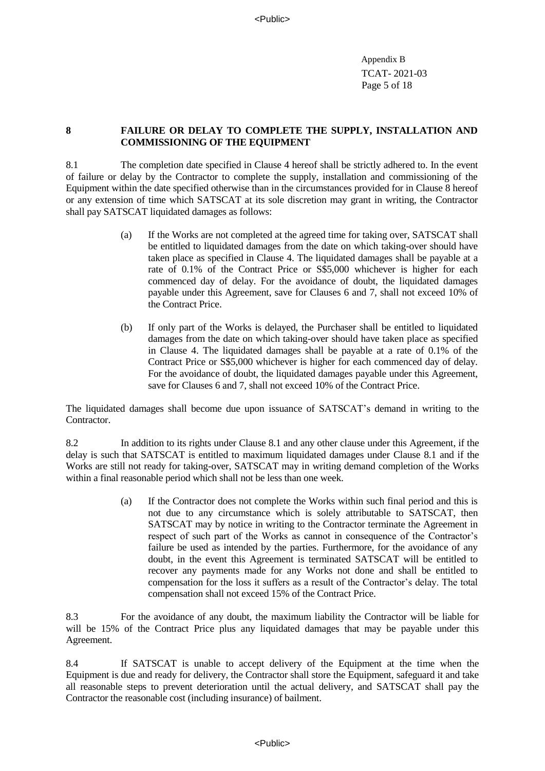## 8 FAILURE OR DELAY TO COMPLETE THE SUPPLY, INSTALLATION AND COMMISSIONING OF THE EQUIPMENT

8.1 The completion date specified in Clause 4 hereof shall be strictly adhered to. In the event of failure or delay by the Contractor to complete the supply, installation and commissioning of the Equipment within the date specified otherwise than in the circumstances provided for in Clause 8 hereof or any extension of time which SATSCAT at its sole discretion may grant in writing, the Contractor shall pay SATSCAT liquidated damages as follows:

(a) If the Works are not completed at the agreed time for taking over, SATSCAT shall be entitled to liquidated damages from the date on which taking-over should have taken place as specified in Clause 4. The liquidated damages shall be payable at a rate of 0.1% of the Contract Price or S$5,000 whichever is higher for each commenced day of delay. For the avoidance of doubt, the liquidated damages payable under this Agreement, save for Clauses 6 and 7, shall not exceed 10% of the Contract Price.

(b) If only part of the Works is delayed, the Purchaser shall be entitled to liquidated damages from the date on which taking-over should have taken place as specified in Clause 4. The liquidated damages shall be payable at a rate of 0.1% of the Contract Price or S$5,000 whichever is higher for each commenced day of delay. For the avoidance of doubt, the liquidated damages payable under this Agreement, save for Clauses 6 and 7, shall not exceed 10% of the Contract Price.

The liquidated damages shall become due upon issuance of SATSCAT's demand in writing to the Contractor.

8.2 In addition to its rights under Clause 8.1 and any other clause under this Agreement, if the delay is such that SATSCAT is entitled to maximum liquidated damages under Clause 8.1 and if the Works are still not ready for taking-over, SATSCAT may in writing demand completion of the Works within a final reasonable period which shall not be less than one week.

(a) If the Contractor does not complete the Works within such final period and this is not due to any circumstance which is solely attributable to SATSCAT, then SATSCAT may by notice in writing to the Contractor terminate the Agreement in respect of such part of the Works as cannot in consequence of the Contractor's failure be used as intended by the parties. Furthermore, for the avoidance of any doubt, in the event this Agreement is terminated SATSCAT will be entitled to recover any payments made for any Works not done and shall be entitled to compensation for the loss it suffers as a result of the Contractor's delay. The total compensation shall not exceed 15% of the Contract Price.

8.3 For the avoidance of any doubt, the maximum liability the Contractor will be liable for will be 15% of the Contract Price plus any liquidated damages that may be payable under this Agreement.

8.4 If SATSCAT is unable to accept delivery of the Equipment at the time when the Equipment is due and ready for delivery, the Contractor shall store the Equipment, safeguard it and take all reasonable steps to prevent deterioration until the actual delivery, and SATSCAT shall pay the Contractor the reasonable cost (including insurance) of bailment.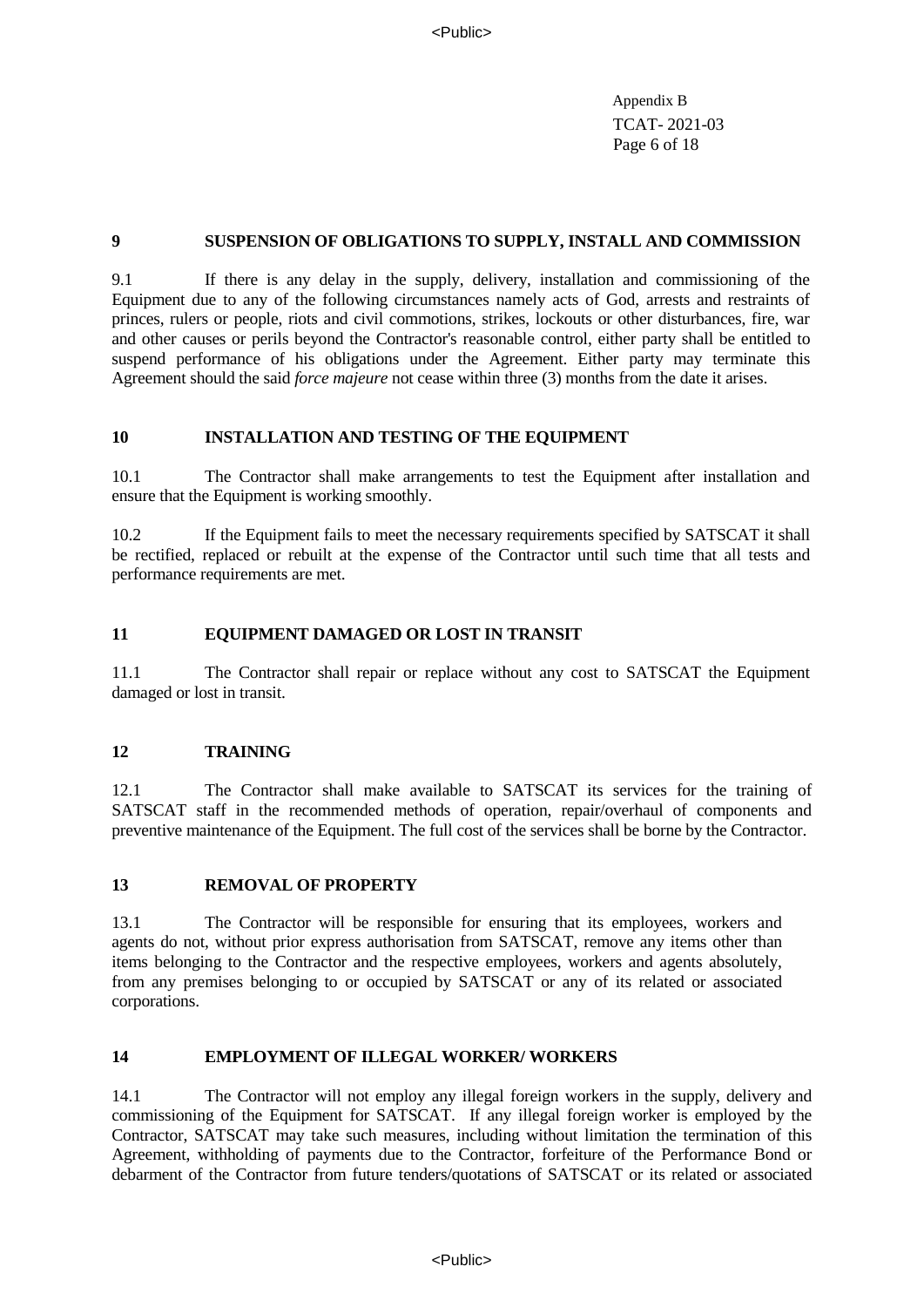## 9 SUSPENSION OF OBLIGATIONS TO SUPPLY, INSTALL AND COMMISSION

9.1 If there is any delay in the supply, delivery, installation and commissioning of the Equipment due to any of the following circumstances namely acts of God, arrests and restraints of princes, rulers or people, riots and civil commotions, strikes, lockouts or other disturbances, fire, war and other causes or perils beyond the Contractor's reasonable control, either party shall be entitled to suspend performance of his obligations under the Agreement. Either party may terminate this Agreement should the said *force majeure* not cease within three (3) months from the date it arises.

## 10 INSTALLATION AND TESTING OF THE EQUIPMENT

10.1 The Contractor shall make arrangements to test the Equipment after installation and ensure that the Equipment is working smoothly.

10.2 If the Equipment fails to meet the necessary requirements specified by SATSCAT it shall be rectified, replaced or rebuilt at the expense of the Contractor until such time that all tests and performance requirements are met.

## 11 EQUIPMENT DAMAGED OR LOST IN TRANSIT

11.1 The Contractor shall repair or replace without any cost to SATSCAT the Equipment damaged or lost in transit.

## 12 TRAINING

12.1 The Contractor shall make available to SATSCAT its services for the training of SATSCAT staff in the recommended methods of operation, repair/overhaul of components and preventive maintenance of the Equipment. The full cost of the services shall be borne by the Contractor.

## 13 REMOVAL OF PROPERTY

13.1 The Contractor will be responsible for ensuring that its employees, workers and agents do not, without prior express authorisation from SATSCAT, remove any items other than items belonging to the Contractor and the respective employees, workers and agents absolutely, from any premises belonging to or occupied by SATSCAT or any of its related or associated corporations.

## 14 EMPLOYMENT OF ILLEGAL WORKER/ WORKERS

14.1 The Contractor will not employ any illegal foreign workers in the supply, delivery and commissioning of the Equipment for SATSCAT. If any illegal foreign worker is employed by the Contractor, SATSCAT may take such measures, including without limitation the termination of this Agreement, withholding of payments due to the Contractor, forfeiture of the Performance Bond or debarment of the Contractor from future tenders/quotations of SATSCAT or its related or associated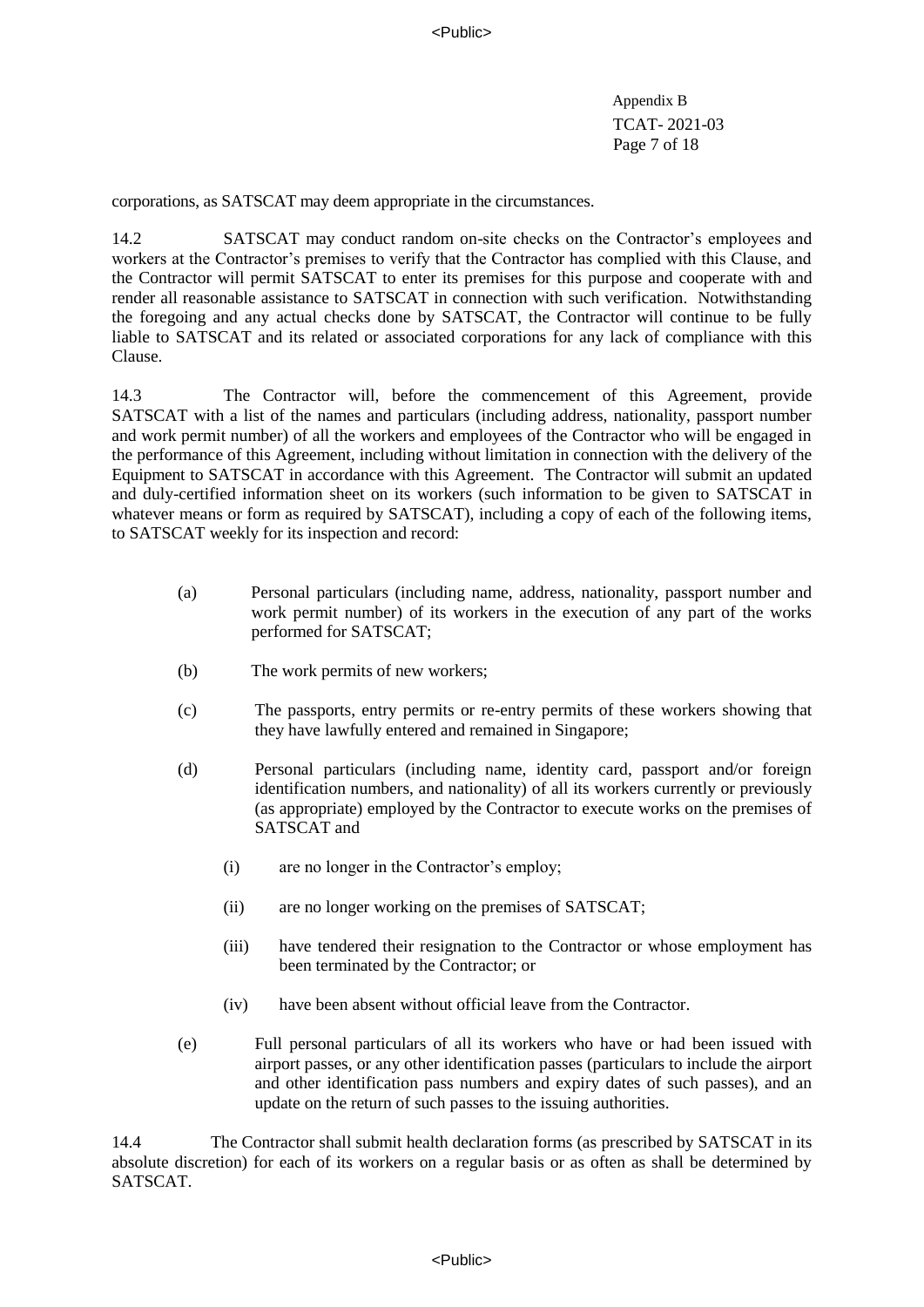corporations, as SATSCAT may deem appropriate in the circumstances.

14.2 SATSCAT may conduct random on-site checks on the Contractor's employees and workers at the Contractor's premises to verify that the Contractor has complied with this Clause, and the Contractor will permit SATSCAT to enter its premises for this purpose and cooperate with and render all reasonable assistance to SATSCAT in connection with such verification. Notwithstanding the foregoing and any actual checks done by SATSCAT, the Contractor will continue to be fully liable to SATSCAT and its related or associated corporations for any lack of compliance with this Clause.

14.3 The Contractor will, before the commencement of this Agreement, provide SATSCAT with a list of the names and particulars (including address, nationality, passport number and work permit number) of all the workers and employees of the Contractor who will be engaged in the performance of this Agreement, including without limitation in connection with the delivery of the Equipment to SATSCAT in accordance with this Agreement. The Contractor will submit an updated and duly-certified information sheet on its workers (such information to be given to SATSCAT in whatever means or form as required by SATSCAT), including a copy of each of the following items, to SATSCAT weekly for its inspection and record:

(a) Personal particulars (including name, address, nationality, passport number and work permit number) of its workers in the execution of any part of the works performed for SATSCAT;

(b) The work permits of new workers;

(c) The passports, entry permits or re-entry permits of these workers showing that they have lawfully entered and remained in Singapore;

(d) Personal particulars (including name, identity card, passport and/or foreign identification numbers, and nationality) of all its workers currently or previously (as appropriate) employed by the Contractor to execute works on the premises of SATSCAT and

   (i) are no longer in the Contractor's employ;

   (ii) are no longer working on the premises of SATSCAT;

   (iii) have tendered their resignation to the Contractor or whose employment has been terminated by the Contractor; or

   (iv) have been absent without official leave from the Contractor.

(e) Full personal particulars of all its workers who have or had been issued with airport passes, or any other identification passes (particulars to include the airport and other identification pass numbers and expiry dates of such passes), and an update on the return of such passes to the issuing authorities.

14.4 The Contractor shall submit health declaration forms (as prescribed by SATSCAT in its absolute discretion) for each of its workers on a regular basis or as often as shall be determined by SATSCAT.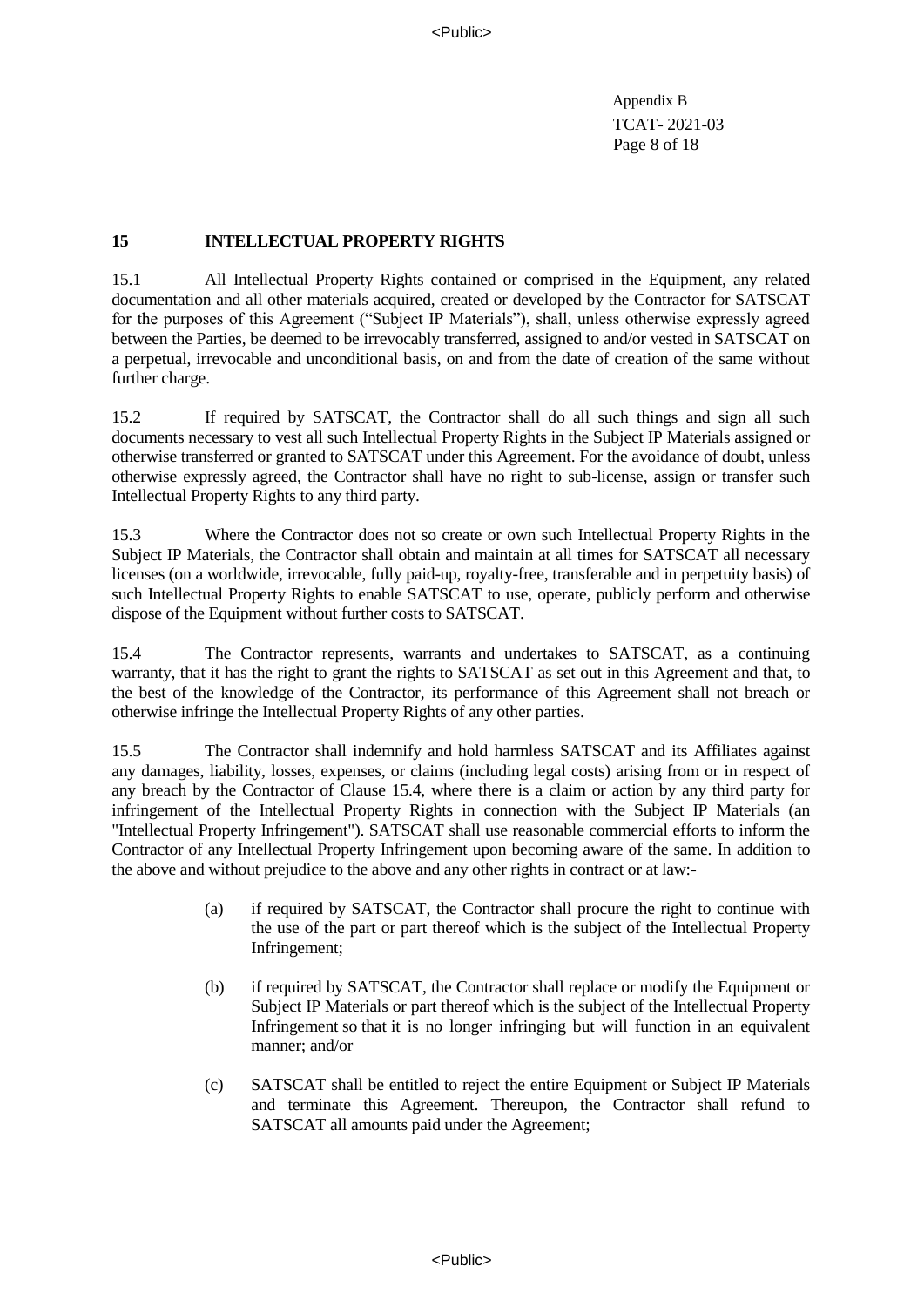## 15 INTELLECTUAL PROPERTY RIGHTS

15.1 All Intellectual Property Rights contained or comprised in the Equipment, any related documentation and all other materials acquired, created or developed by the Contractor for SATSCAT for the purposes of this Agreement ("Subject IP Materials"), shall, unless otherwise expressly agreed between the Parties, be deemed to be irrevocably transferred, assigned to and/or vested in SATSCAT on a perpetual, irrevocable and unconditional basis, on and from the date of creation of the same without further charge.

15.2 If required by SATSCAT, the Contractor shall do all such things and sign all such documents necessary to vest all such Intellectual Property Rights in the Subject IP Materials assigned or otherwise transferred or granted to SATSCAT under this Agreement. For the avoidance of doubt, unless otherwise expressly agreed, the Contractor shall have no right to sub-license, assign or transfer such Intellectual Property Rights to any third party.

15.3 Where the Contractor does not so create or own such Intellectual Property Rights in the Subject IP Materials, the Contractor shall obtain and maintain at all times for SATSCAT all necessary licenses (on a worldwide, irrevocable, fully paid-up, royalty-free, transferable and in perpetuity basis) of such Intellectual Property Rights to enable SATSCAT to use, operate, publicly perform and otherwise dispose of the Equipment without further costs to SATSCAT.

15.4 The Contractor represents, warrants and undertakes to SATSCAT, as a continuing warranty, that it has the right to grant the rights to SATSCAT as set out in this Agreement and that, to the best of the knowledge of the Contractor, its performance of this Agreement shall not breach or otherwise infringe the Intellectual Property Rights of any other parties.

15.5 The Contractor shall indemnify and hold harmless SATSCAT and its Affiliates against any damages, liability, losses, expenses, or claims (including legal costs) arising from or in respect of any breach by the Contractor of Clause 15.4, where there is a claim or action by any third party for infringement of the Intellectual Property Rights in connection with the Subject IP Materials (an "Intellectual Property Infringement"). SATSCAT shall use reasonable commercial efforts to inform the Contractor of any Intellectual Property Infringement upon becoming aware of the same. In addition to the above and without prejudice to the above and any other rights in contract or at law:-

(a) if required by SATSCAT, the Contractor shall procure the right to continue with the use of the part or part thereof which is the subject of the Intellectual Property Infringement;

(b) if required by SATSCAT, the Contractor shall replace or modify the Equipment or Subject IP Materials or part thereof which is the subject of the Intellectual Property Infringement so that it is no longer infringing but will function in an equivalent manner; and/or

(c) SATSCAT shall be entitled to reject the entire Equipment or Subject IP Materials and terminate this Agreement. Thereupon, the Contractor shall refund to SATSCAT all amounts paid under the Agreement;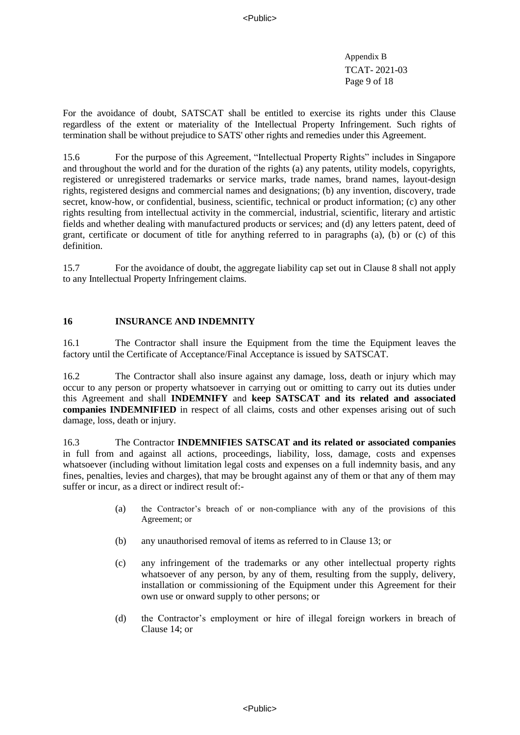For the avoidance of doubt, SATSCAT shall be entitled to exercise its rights under this Clause regardless of the extent or materiality of the Intellectual Property Infringement. Such rights of termination shall be without prejudice to SATS' other rights and remedies under this Agreement.

15.6 For the purpose of this Agreement, "Intellectual Property Rights" includes in Singapore and throughout the world and for the duration of the rights (a) any patents, utility models, copyrights, registered or unregistered trademarks or service marks, trade names, brand names, layout-design rights, registered designs and commercial names and designations; (b) any invention, discovery, trade secret, know-how, or confidential, business, scientific, technical or product information; (c) any other rights resulting from intellectual activity in the commercial, industrial, scientific, literary and artistic fields and whether dealing with manufactured products or services; and (d) any letters patent, deed of grant, certificate or document of title for anything referred to in paragraphs (a), (b) or (c) of this definition.

15.7 For the avoidance of doubt, the aggregate liability cap set out in Clause 8 shall not apply to any Intellectual Property Infringement claims.

## 16 INSURANCE AND INDEMNITY

16.1 The Contractor shall insure the Equipment from the time the Equipment leaves the factory until the Certificate of Acceptance/Final Acceptance is issued by SATSCAT.

16.2 The Contractor shall also insure against any damage, loss, death or injury which may occur to any person or property whatsoever in carrying out or omitting to carry out its duties under this Agreement and shall **INDEMNIFY** and **keep SATSCAT and its related and associated companies INDEMNIFIED** in respect of all claims, costs and other expenses arising out of such damage, loss, death or injury.

16.3 The Contractor **INDEMNIFIES SATSCAT and its related or associated companies** in full from and against all actions, proceedings, liability, loss, damage, costs and expenses whatsoever (including without limitation legal costs and expenses on a full indemnity basis, and any fines, penalties, levies and charges), that may be brought against any of them or that any of them may suffer or incur, as a direct or indirect result of:-

(a) the Contractor's breach of or non-compliance with any of the provisions of this Agreement; or

(b) any unauthorised removal of items as referred to in Clause 13; or

(c) any infringement of the trademarks or any other intellectual property rights whatsoever of any person, by any of them, resulting from the supply, delivery, installation or commissioning of the Equipment under this Agreement for their own use or onward supply to other persons; or

(d) the Contractor's employment or hire of illegal foreign workers in breach of Clause 14; or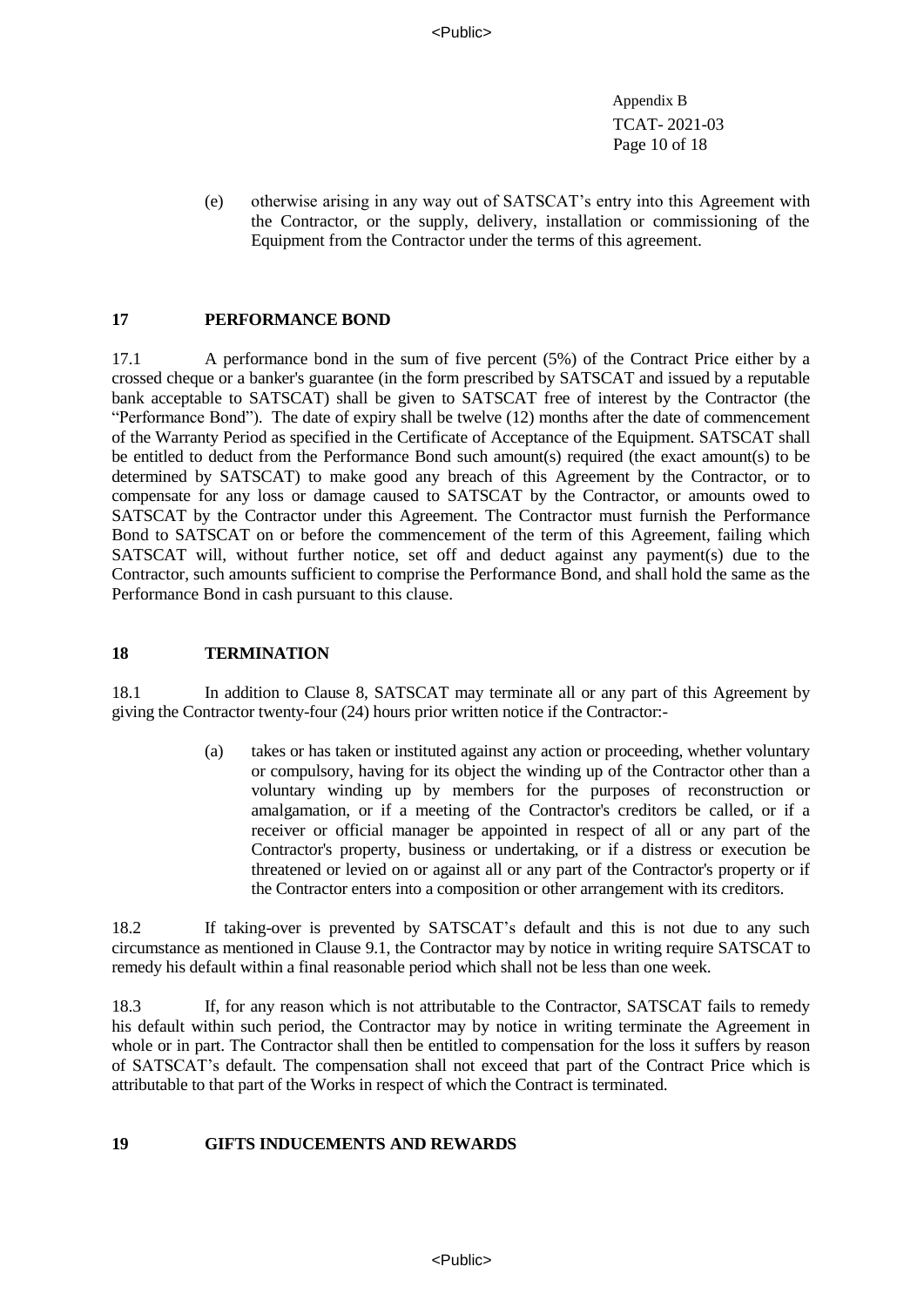(e) otherwise arising in any way out of SATSCAT's entry into this Agreement with the Contractor, or the supply, delivery, installation or commissioning of the Equipment from the Contractor under the terms of this agreement.

## 17 PERFORMANCE BOND

17.1 A performance bond in the sum of five percent (5%) of the Contract Price either by a crossed cheque or a banker's guarantee (in the form prescribed by SATSCAT and issued by a reputable bank acceptable to SATSCAT) shall be given to SATSCAT free of interest by the Contractor (the "Performance Bond"). The date of expiry shall be twelve (12) months after the date of commencement of the Warranty Period as specified in the Certificate of Acceptance of the Equipment. SATSCAT shall be entitled to deduct from the Performance Bond such amount(s) required (the exact amount(s) to be determined by SATSCAT) to make good any breach of this Agreement by the Contractor, or to compensate for any loss or damage caused to SATSCAT by the Contractor, or amounts owed to SATSCAT by the Contractor under this Agreement. The Contractor must furnish the Performance Bond to SATSCAT on or before the commencement of the term of this Agreement, failing which SATSCAT will, without further notice, set off and deduct against any payment(s) due to the Contractor, such amounts sufficient to comprise the Performance Bond, and shall hold the same as the Performance Bond in cash pursuant to this clause.

## 18 TERMINATION

18.1 In addition to Clause 8, SATSCAT may terminate all or any part of this Agreement by giving the Contractor twenty-four (24) hours prior written notice if the Contractor:-

(a) takes or has taken or instituted against any action or proceeding, whether voluntary or compulsory, having for its object the winding up of the Contractor other than a voluntary winding up by members for the purposes of reconstruction or amalgamation, or if a meeting of the Contractor's creditors be called, or if a receiver or official manager be appointed in respect of all or any part of the Contractor's property, business or undertaking, or if a distress or execution be threatened or levied on or against all or any part of the Contractor's property or if the Contractor enters into a composition or other arrangement with its creditors.

18.2 If taking-over is prevented by SATSCAT's default and this is not due to any such circumstance as mentioned in Clause 9.1, the Contractor may by notice in writing require SATSCAT to remedy his default within a final reasonable period which shall not be less than one week.

18.3 If, for any reason which is not attributable to the Contractor, SATSCAT fails to remedy his default within such period, the Contractor may by notice in writing terminate the Agreement in whole or in part. The Contractor shall then be entitled to compensation for the loss it suffers by reason of SATSCAT's default. The compensation shall not exceed that part of the Contract Price which is attributable to that part of the Works in respect of which the Contract is terminated.

## 19 GIFTS INDUCEMENTS AND REWARDS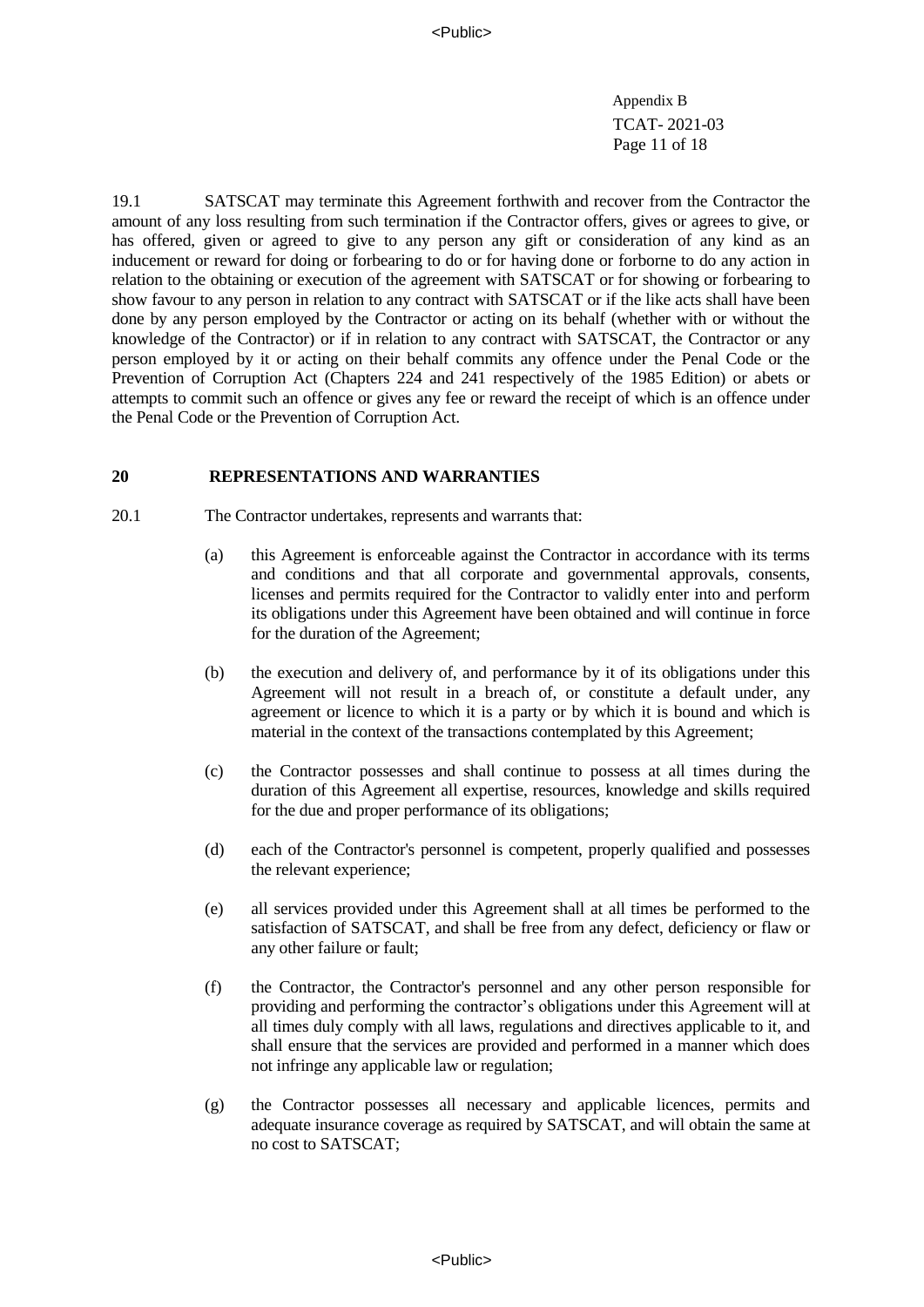19.1 SATSCAT may terminate this Agreement forthwith and recover from the Contractor the amount of any loss resulting from such termination if the Contractor offers, gives or agrees to give, or has offered, given or agreed to give to any person any gift or consideration of any kind as an inducement or reward for doing or forbearing to do or for having done or forborne to do any action in relation to the obtaining or execution of the agreement with SATSCAT or for showing or forbearing to show favour to any person in relation to any contract with SATSCAT or if the like acts shall have been done by any person employed by the Contractor or acting on its behalf (whether with or without the knowledge of the Contractor) or if in relation to any contract with SATSCAT, the Contractor or any person employed by it or acting on their behalf commits any offence under the Penal Code or the Prevention of Corruption Act (Chapters 224 and 241 respectively of the 1985 Edition) or abets or attempts to commit such an offence or gives any fee or reward the receipt of which is an offence under the Penal Code or the Prevention of Corruption Act.

## 20 REPRESENTATIONS AND WARRANTIES

20.1 The Contractor undertakes, represents and warrants that:

(a) this Agreement is enforceable against the Contractor in accordance with its terms and conditions and that all corporate and governmental approvals, consents, licenses and permits required for the Contractor to validly enter into and perform its obligations under this Agreement have been obtained and will continue in force for the duration of the Agreement;

(b) the execution and delivery of, and performance by it of its obligations under this Agreement will not result in a breach of, or constitute a default under, any agreement or licence to which it is a party or by which it is bound and which is material in the context of the transactions contemplated by this Agreement;

(c) the Contractor possesses and shall continue to possess at all times during the duration of this Agreement all expertise, resources, knowledge and skills required for the due and proper performance of its obligations;

(d) each of the Contractor's personnel is competent, properly qualified and possesses the relevant experience;

(e) all services provided under this Agreement shall at all times be performed to the satisfaction of SATSCAT, and shall be free from any defect, deficiency or flaw or any other failure or fault;

(f) the Contractor, the Contractor's personnel and any other person responsible for providing and performing the contractor's obligations under this Agreement will at all times duly comply with all laws, regulations and directives applicable to it, and shall ensure that the services are provided and performed in a manner which does not infringe any applicable law or regulation;

(g) the Contractor possesses all necessary and applicable licences, permits and adequate insurance coverage as required by SATSCAT, and will obtain the same at no cost to SATSCAT;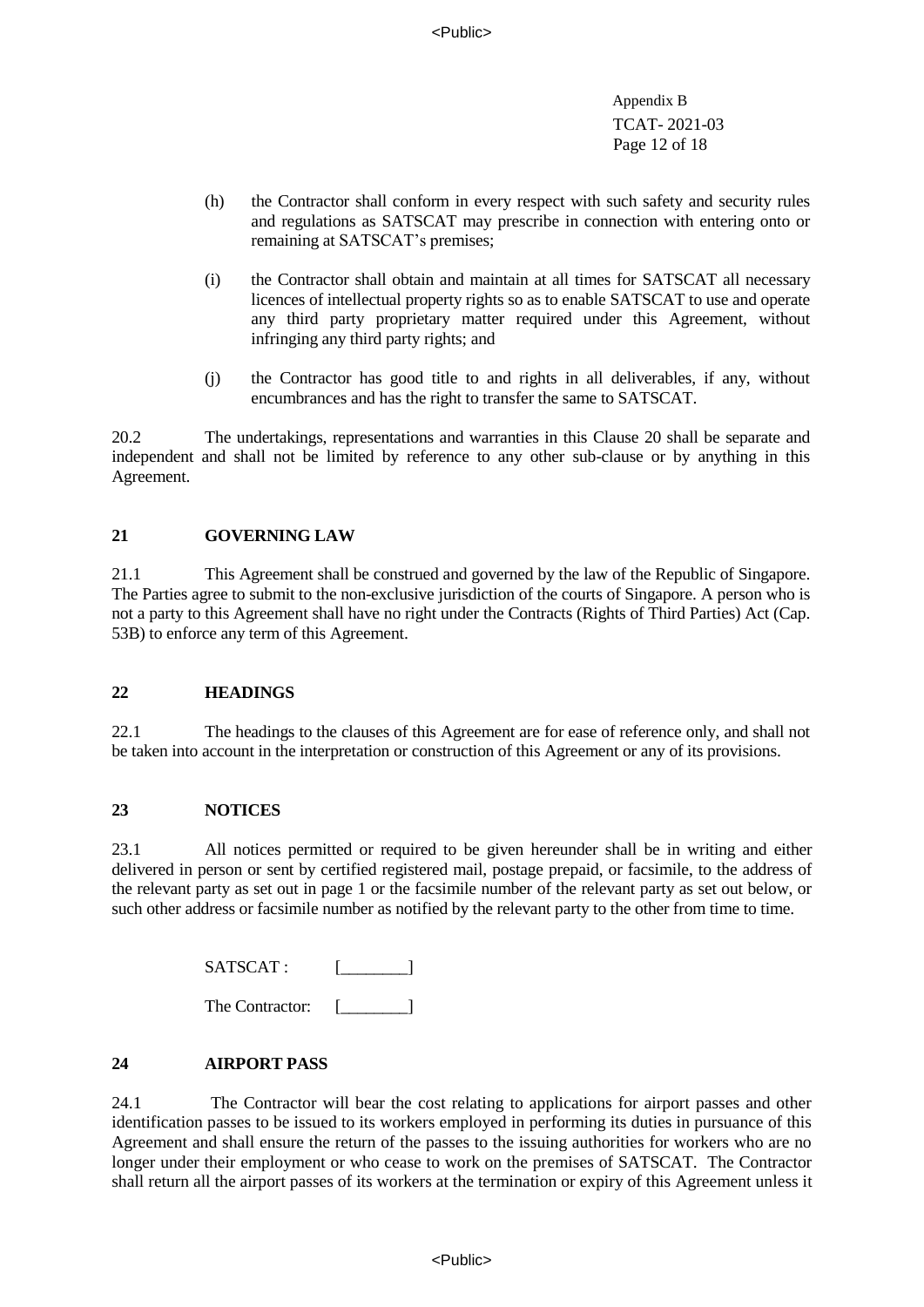(h) the Contractor shall conform in every respect with such safety and security rules and regulations as SATSCAT may prescribe in connection with entering onto or remaining at SATSCAT's premises;

(i) the Contractor shall obtain and maintain at all times for SATSCAT all necessary licences of intellectual property rights so as to enable SATSCAT to use and operate any third party proprietary matter required under this Agreement, without infringing any third party rights; and

(j) the Contractor has good title to and rights in all deliverables, if any, without encumbrances and has the right to transfer the same to SATSCAT.

20.2 The undertakings, representations and warranties in this Clause 20 shall be separate and independent and shall not be limited by reference to any other sub-clause or by anything in this Agreement.

## 21 GOVERNING LAW

21.1 This Agreement shall be construed and governed by the law of the Republic of Singapore. The Parties agree to submit to the non-exclusive jurisdiction of the courts of Singapore. A person who is not a party to this Agreement shall have no right under the Contracts (Rights of Third Parties) Act (Cap. 53B) to enforce any term of this Agreement.

## 22 HEADINGS

22.1 The headings to the clauses of this Agreement are for ease of reference only, and shall not be taken into account in the interpretation or construction of this Agreement or any of its provisions.

## 23 NOTICES

23.1 All notices permitted or required to be given hereunder shall be in writing and either delivered in person or sent by certified registered mail, postage prepaid, or facsimile, to the address of the relevant party as set out in page 1 or the facsimile number of the relevant party as set out below, or such other address or facsimile number as notified by the relevant party to the other from time to time.

SATSCAT : [________]

The Contractor: [________]

## 24 AIRPORT PASS

24.1 The Contractor will bear the cost relating to applications for airport passes and other identification passes to be issued to its workers employed in performing its duties in pursuance of this Agreement and shall ensure the return of the passes to the issuing authorities for workers who are no longer under their employment or who cease to work on the premises of SATSCAT. The Contractor shall return all the airport passes of its workers at the termination or expiry of this Agreement unless it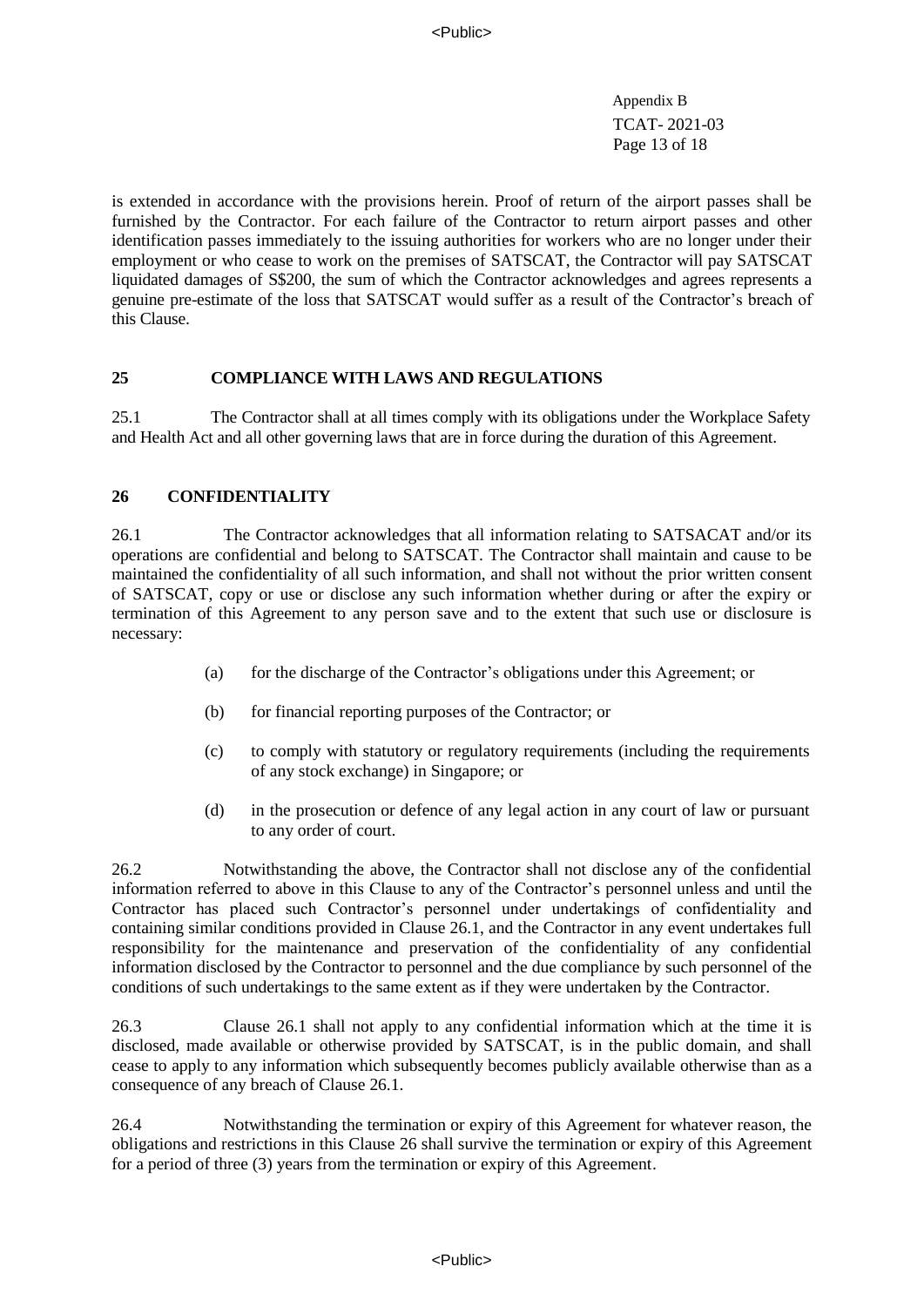is extended in accordance with the provisions herein. Proof of return of the airport passes shall be furnished by the Contractor. For each failure of the Contractor to return airport passes and other identification passes immediately to the issuing authorities for workers who are no longer under their employment or who cease to work on the premises of SATSCAT, the Contractor will pay SATSCAT liquidated damages of S$200, the sum of which the Contractor acknowledges and agrees represents a genuine pre-estimate of the loss that SATSCAT would suffer as a result of the Contractor's breach of this Clause.

## 25 COMPLIANCE WITH LAWS AND REGULATIONS

25.1 The Contractor shall at all times comply with its obligations under the Workplace Safety and Health Act and all other governing laws that are in force during the duration of this Agreement.

## 26 CONFIDENTIALITY

26.1 The Contractor acknowledges that all information relating to SATSACAT and/or its operations are confidential and belong to SATSCAT. The Contractor shall maintain and cause to be maintained the confidentiality of all such information, and shall not without the prior written consent of SATSCAT, copy or use or disclose any such information whether during or after the expiry or termination of this Agreement to any person save and to the extent that such use or disclosure is necessary:

(a) for the discharge of the Contractor's obligations under this Agreement; or

(b) for financial reporting purposes of the Contractor; or

(c) to comply with statutory or regulatory requirements (including the requirements of any stock exchange) in Singapore; or

(d) in the prosecution or defence of any legal action in any court of law or pursuant to any order of court.

26.2 Notwithstanding the above, the Contractor shall not disclose any of the confidential information referred to above in this Clause to any of the Contractor's personnel unless and until the Contractor has placed such Contractor's personnel under undertakings of confidentiality and containing similar conditions provided in Clause 26.1, and the Contractor in any event undertakes full responsibility for the maintenance and preservation of the confidentiality of any confidential information disclosed by the Contractor to personnel and the due compliance by such personnel of the conditions of such undertakings to the same extent as if they were undertaken by the Contractor.

26.3 Clause 26.1 shall not apply to any confidential information which at the time it is disclosed, made available or otherwise provided by SATSCAT, is in the public domain, and shall cease to apply to any information which subsequently becomes publicly available otherwise than as a consequence of any breach of Clause 26.1.

26.4 Notwithstanding the termination or expiry of this Agreement for whatever reason, the obligations and restrictions in this Clause 26 shall survive the termination or expiry of this Agreement for a period of three (3) years from the termination or expiry of this Agreement.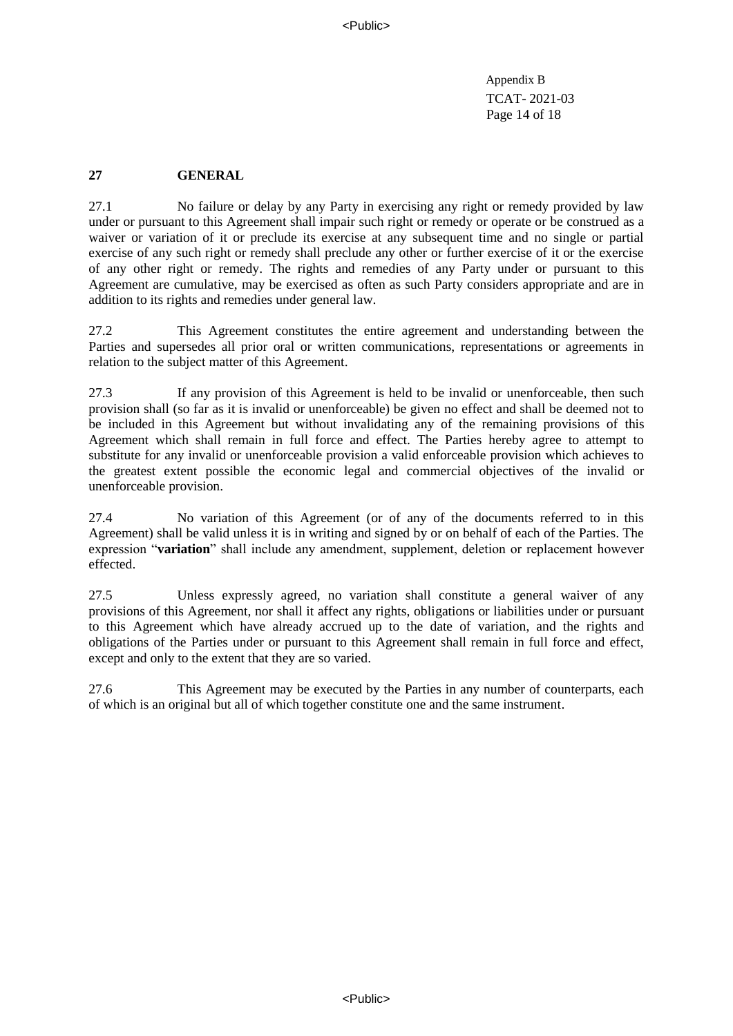## 27 GENERAL

27.1 No failure or delay by any Party in exercising any right or remedy provided by law under or pursuant to this Agreement shall impair such right or remedy or operate or be construed as a waiver or variation of it or preclude its exercise at any subsequent time and no single or partial exercise of any such right or remedy shall preclude any other or further exercise of it or the exercise of any other right or remedy. The rights and remedies of any Party under or pursuant to this Agreement are cumulative, may be exercised as often as such Party considers appropriate and are in addition to its rights and remedies under general law.

27.2 This Agreement constitutes the entire agreement and understanding between the Parties and supersedes all prior oral or written communications, representations or agreements in relation to the subject matter of this Agreement.

27.3 If any provision of this Agreement is held to be invalid or unenforceable, then such provision shall (so far as it is invalid or unenforceable) be given no effect and shall be deemed not to be included in this Agreement but without invalidating any of the remaining provisions of this Agreement which shall remain in full force and effect. The Parties hereby agree to attempt to substitute for any invalid or unenforceable provision a valid enforceable provision which achieves to the greatest extent possible the economic legal and commercial objectives of the invalid or unenforceable provision.

27.4 No variation of this Agreement (or of any of the documents referred to in this Agreement) shall be valid unless it is in writing and signed by or on behalf of each of the Parties. The expression "**variation**" shall include any amendment, supplement, deletion or replacement however effected.

27.5 Unless expressly agreed, no variation shall constitute a general waiver of any provisions of this Agreement, nor shall it affect any rights, obligations or liabilities under or pursuant to this Agreement which have already accrued up to the date of variation, and the rights and obligations of the Parties under or pursuant to this Agreement shall remain in full force and effect, except and only to the extent that they are so varied.

27.6 This Agreement may be executed by the Parties in any number of counterparts, each of which is an original but all of which together constitute one and the same instrument.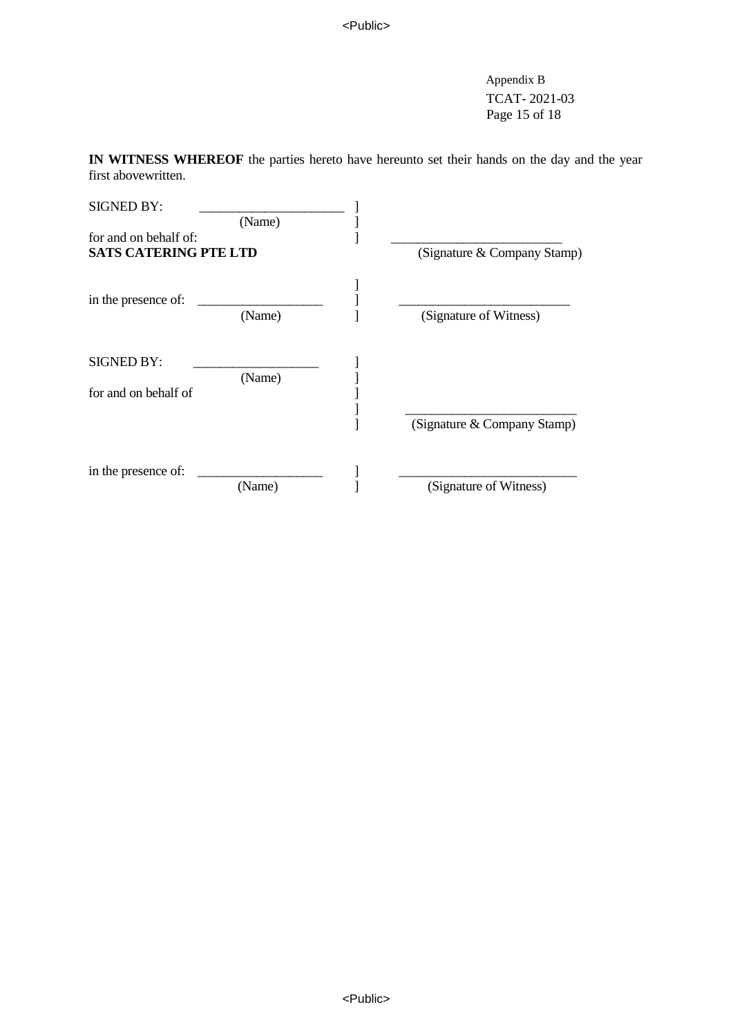Appendix B
TCAT- 2021-03

**IN WITNESS WHEREOF** the parties hereto have hereunto set their hands on the day and the year first abovewritten.

SIGNED BY: ______________________ ]
(Name) ]
for and on behalf of: ] ___________________________
**SATS CATERING PTE LTD** (Signature & Company Stamp)

]
in the presence of: ___________________ ] ___________________________
(Name) ] (Signature of Witness)

SIGNED BY: ___________________ ]
(Name) ]
for and on behalf of ]
] ___________________________
] (Signature & Company Stamp)

in the presence of: ___________________ ] ___________________________
(Name) ] (Signature of Witness)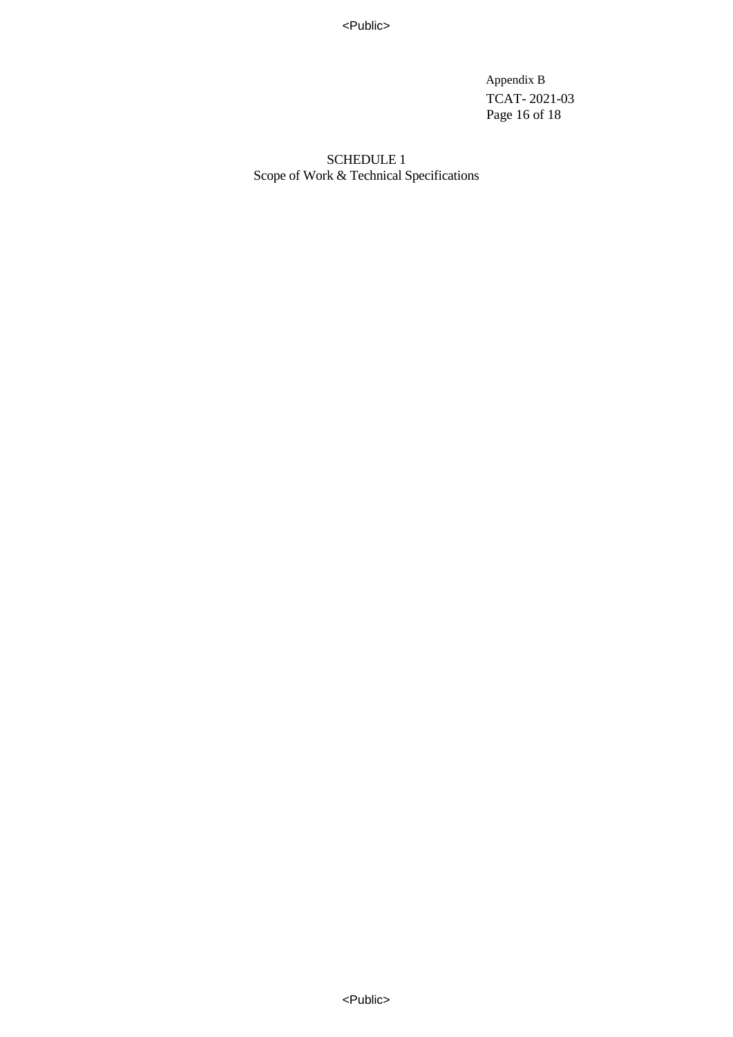Appendix B
TCAT- 2021-03

## SCHEDULE 1
Scope of Work & Technical Specifications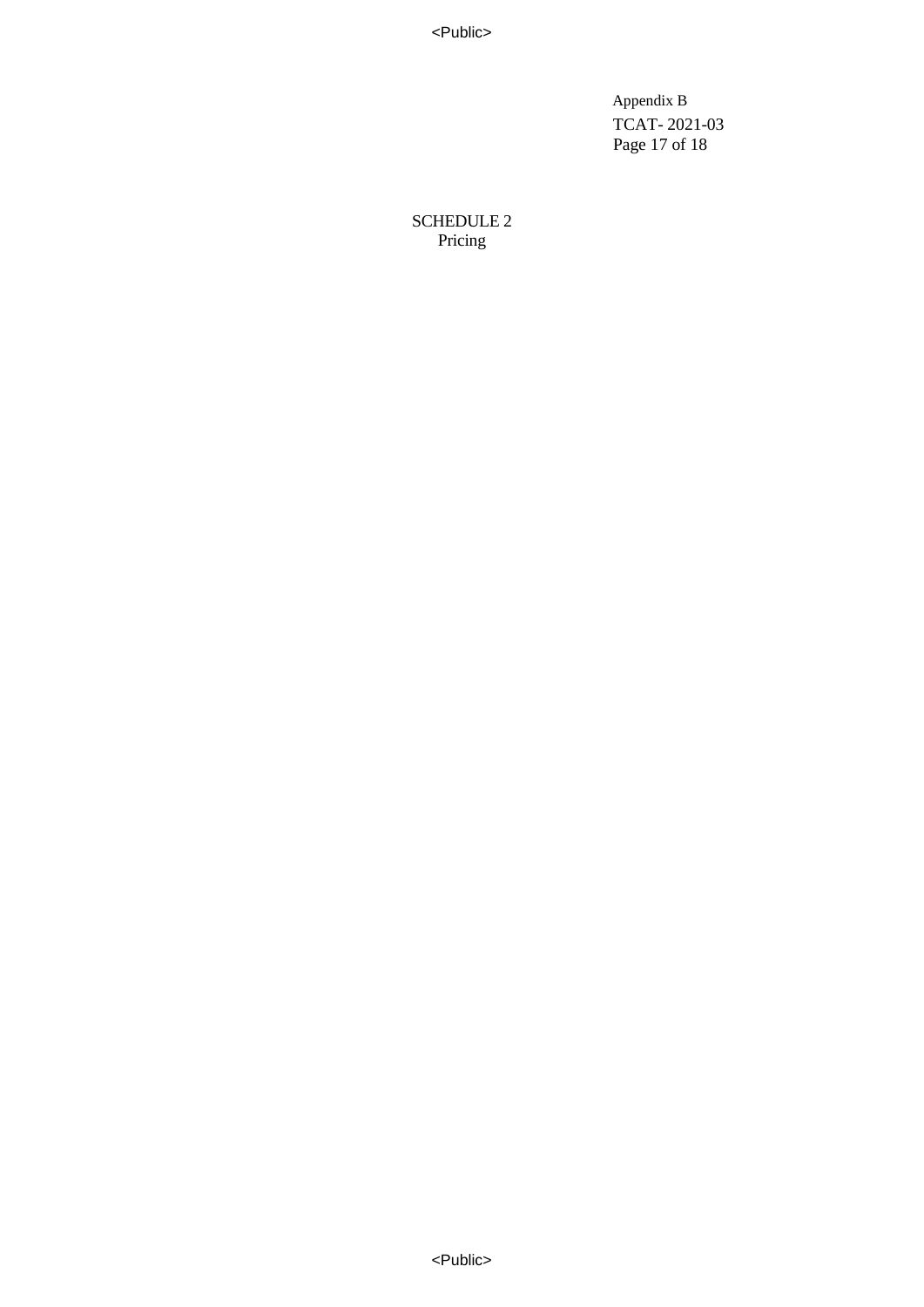Appendix B
TCAT- 2021-03

SCHEDULE 2
Pricing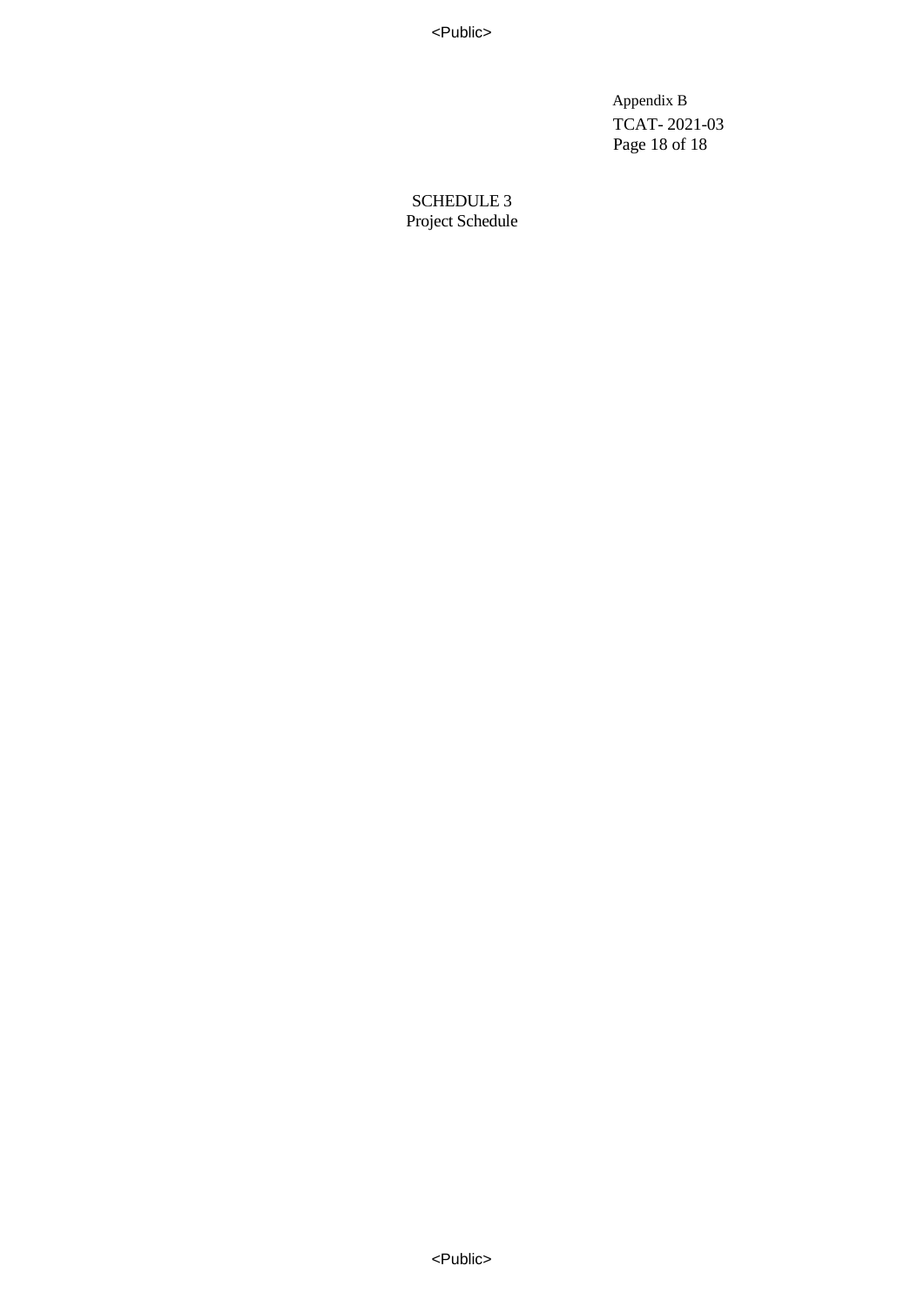Appendix B
TCAT- 2021-03

SCHEDULE 3
Project Schedule